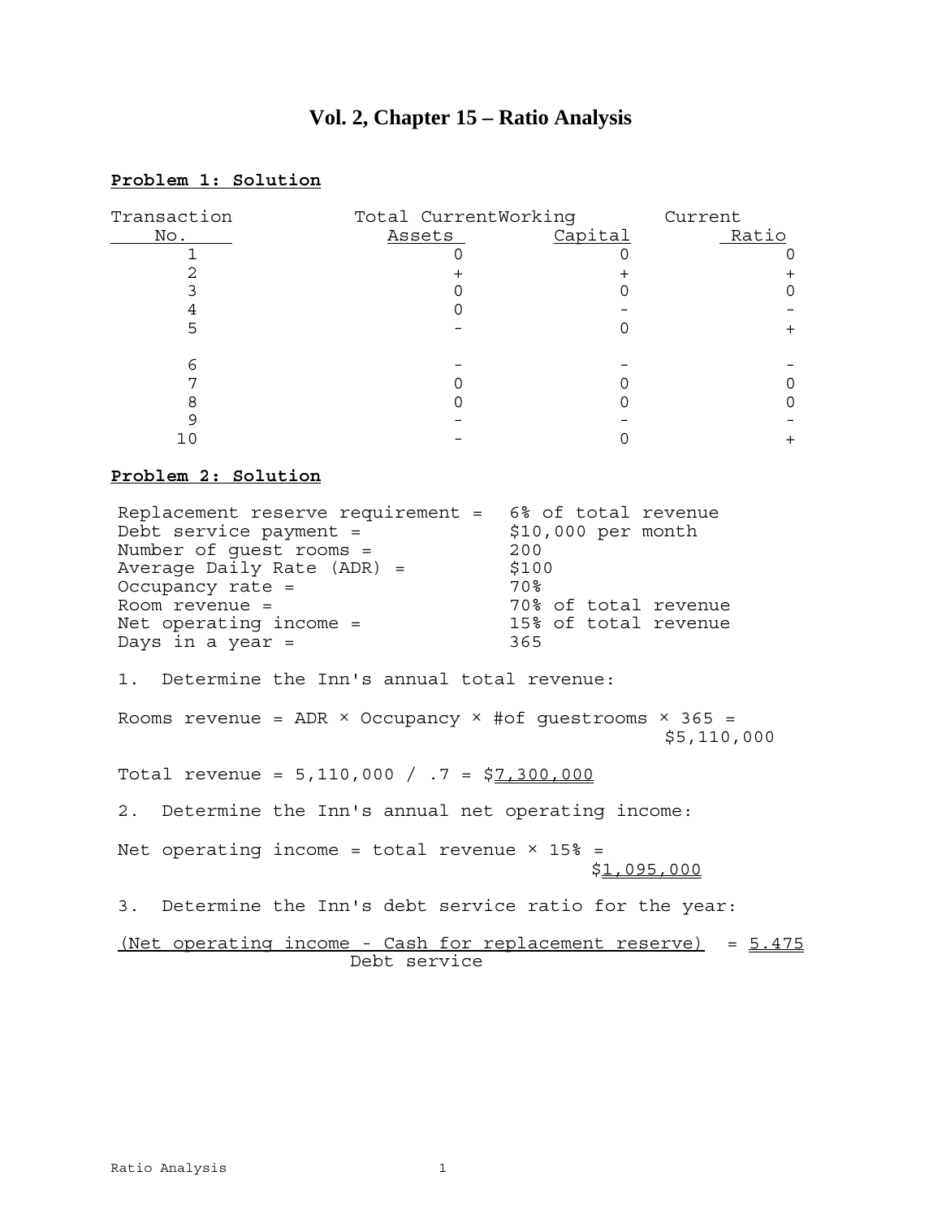# Vol. 2, Chapter 15 – Ratio Analysis

**Problem 1: Solution**

| Transaction No. | Total Current Assets | Working Capital | Current Ratio |
|---|---|---|---|
| 1 | 0 | 0 | 0 |
| 2 | + | + | + |
| 3 | 0 | 0 | 0 |
| 4 | 0 | - | - |
| 5 | - | 0 | + |
| 6 | - | - | - |
| 7 | 0 | 0 | 0 |
| 8 | 0 | 0 | 0 |
| 9 | - | - | - |
| 10 | - | 0 | + |

**Problem 2: Solution**

| | |
|---|---|
| Replacement reserve requirement = | 6% of total revenue |
| Debt service payment = | $10,000 per month |
| Number of guest rooms = | 200 |
| Average Daily Rate (ADR) = | $100 |
| Occupancy rate = | 70% |
| Room revenue = | 70% of total revenue |
| Net operating income = | 15% of total revenue |
| Days in a year = | 365 |

1. Determine the Inn's annual total revenue:

Rooms revenue = ADR × Occupancy × #of guestrooms × 365 = $5,110,000

Total revenue = 5,110,000 / .7 = $7,300,000

2. Determine the Inn's annual net operating income:

Net operating income = total revenue × 15% = $1,095,000

3. Determine the Inn's debt service ratio for the year:

$$\frac{\text{(Net operating income - Cash for replacement reserve)}}{\text{Debt service}} = 5.475$$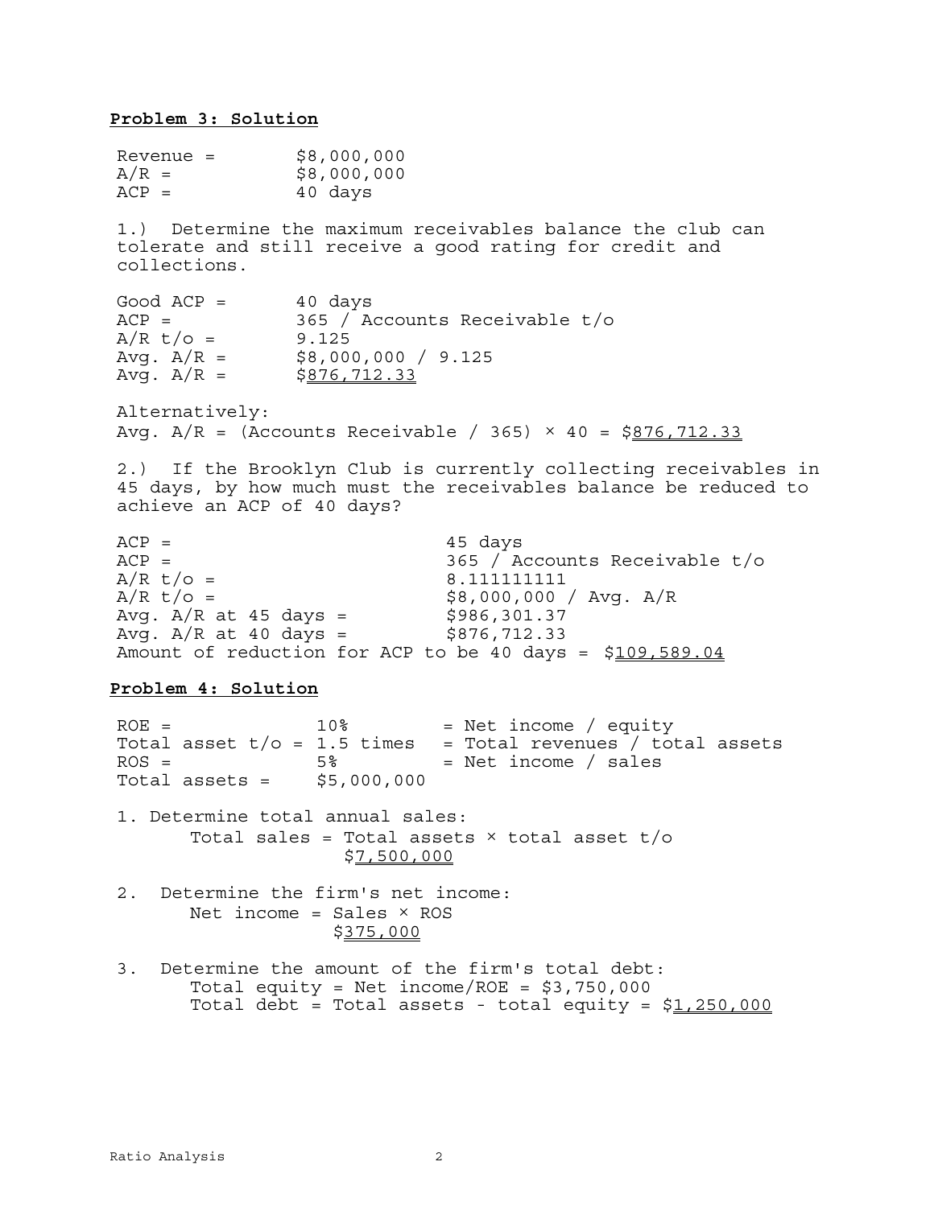**Problem 3: Solution**

Revenue = $8,000,000
A/R = $8,000,000
ACP = 40 days

1.) Determine the maximum receivables balance the club can tolerate and still receive a good rating for credit and collections.

Good ACP = 40 days
ACP = 365 / Accounts Receivable t/o
A/R t/o = 9.125
Avg. A/R = $8,000,000 / 9.125
Avg. A/R = $876,712.33

Alternatively:
Avg. A/R = (Accounts Receivable / 365) × 40 = $876,712.33

2.) If the Brooklyn Club is currently collecting receivables in 45 days, by how much must the receivables balance be reduced to achieve an ACP of 40 days?

ACP = 45 days
ACP = 365 / Accounts Receivable t/o
A/R t/o = 8.111111111
A/R t/o = $8,000,000 / Avg. A/R
Avg. A/R at 45 days = $986,301.37
Avg. A/R at 40 days = $876,712.33
Amount of reduction for ACP to be 40 days = $109,589.04

**Problem 4: Solution**

ROE = 10% = Net income / equity
Total asset t/o = 1.5 times = Total revenues / total assets
ROS = 5% = Net income / sales
Total assets = $5,000,000

1. Determine total annual sales:
   Total sales = Total assets × total asset t/o
   $7,500,000

2. Determine the firm's net income:
   Net income = Sales × ROS
   $375,000

3. Determine the amount of the firm's total debt:
   Total equity = Net income/ROE = $3,750,000
   Total debt = Total assets - total equity = $1,250,000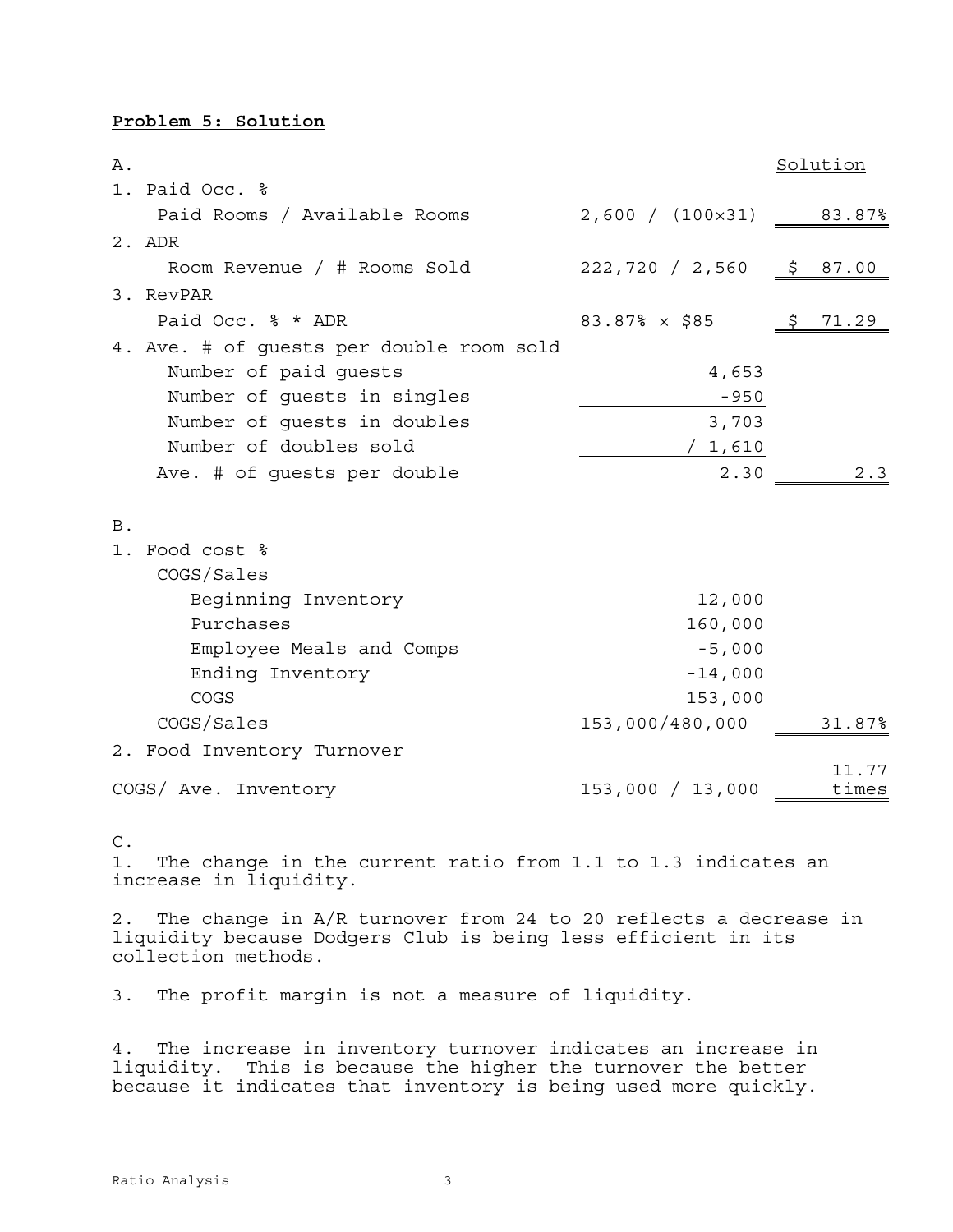**Problem 5: Solution**

| A. | | Solution |
|---|---|---|
| 1. Paid Occ. % | | |
| Paid Rooms / Available Rooms | 2,600 / (100×31) | 83.87% |
| 2. ADR | | |
| Room Revenue / # Rooms Sold | 222,720 / 2,560 | $ 87.00 |
| 3. RevPAR | | |
| Paid Occ. % * ADR | 83.87% × $85 | $ 71.29 |
| 4. Ave. # of guests per double room sold | | |
| Number of paid guests | 4,653 | |
| Number of guests in singles | -950 | |
| Number of guests in doubles | 3,703 | |
| Number of doubles sold | / 1,610 | |
| Ave. # of guests per double | 2.30 | 2.3 |

| B. | | |
|---|---|---|
| 1. Food cost % | | |
| COGS/Sales | | |
| Beginning Inventory | 12,000 | |
| Purchases | 160,000 | |
| Employee Meals and Comps | -5,000 | |
| Ending Inventory | -14,000 | |
| COGS | 153,000 | |
| COGS/Sales | 153,000/480,000 | 31.87% |
| 2. Food Inventory Turnover | | |
| COGS/ Ave. Inventory | 153,000 / 13,000 | 11.77 times |

C.

1. The change in the current ratio from 1.1 to 1.3 indicates an increase in liquidity.

2. The change in A/R turnover from 24 to 20 reflects a decrease in liquidity because Dodgers Club is being less efficient in its collection methods.

3. The profit margin is not a measure of liquidity.

4. The increase in inventory turnover indicates an increase in liquidity. This is because the higher the turnover the better because it indicates that inventory is being used more quickly.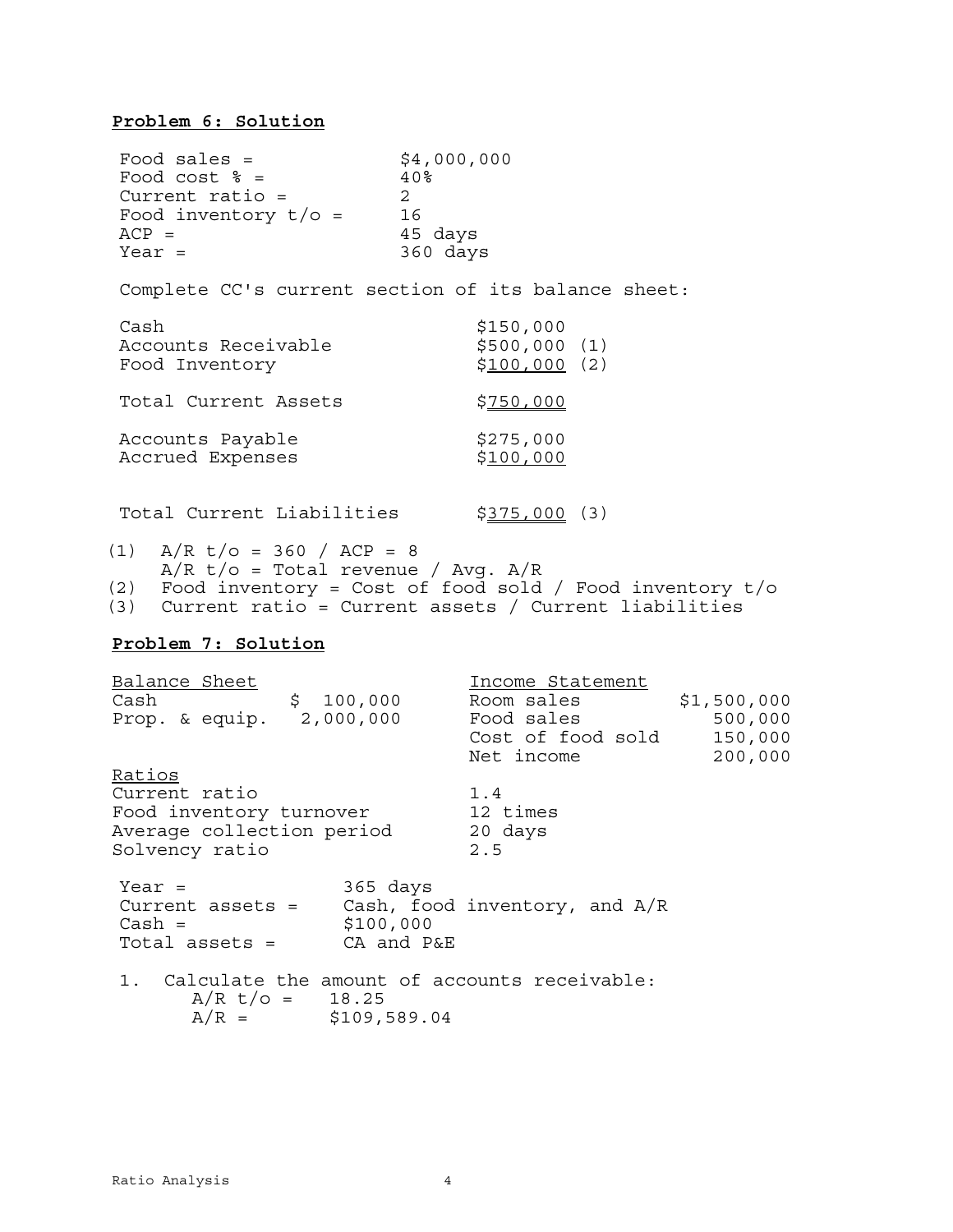**Problem 6: Solution**

| | |
|---|---|
| Food sales = | \$4,000,000 |
| Food cost % = | 40% |
| Current ratio = | 2 |
| Food inventory t/o = | 16 |
| ACP = | 45 days |
| Year = | 360 days |

Complete CC's current section of its balance sheet:

| | | |
|---|---|---|
| Cash | \$150,000 | |
| Accounts Receivable | \$500,000 | (1) |
| Food Inventory | \$100,000 | (2) |
| Total Current Assets | \$750,000 | |
| Accounts Payable | \$275,000 | |
| Accrued Expenses | \$100,000 | |
| Total Current Liabilities | \$375,000 | (3) |

(1) A/R t/o = 360 / ACP = 8
    A/R t/o = Total revenue / Avg. A/R
(2) Food inventory = Cost of food sold / Food inventory t/o
(3) Current ratio = Current assets / Current liabilities

**Problem 7: Solution**

| Balance Sheet | | Income Statement | |
|---|---|---|---|
| Cash | \$ 100,000 | Room sales | \$1,500,000 |
| Prop. & equip. | 2,000,000 | Food sales | 500,000 |
| | | Cost of food sold | 150,000 |
| | | Net income | 200,000 |

| Ratios | |
|---|---|
| Current ratio | 1.4 |
| Food inventory turnover | 12 times |
| Average collection period | 20 days |
| Solvency ratio | 2.5 |

| | |
|---|---|
| Year = | 365 days |
| Current assets = | Cash, food inventory, and A/R |
| Cash = | \$100,000 |
| Total assets = | CA and P&E |

1. Calculate the amount of accounts receivable:
   A/R t/o = 18.25
   A/R = \$109,589.04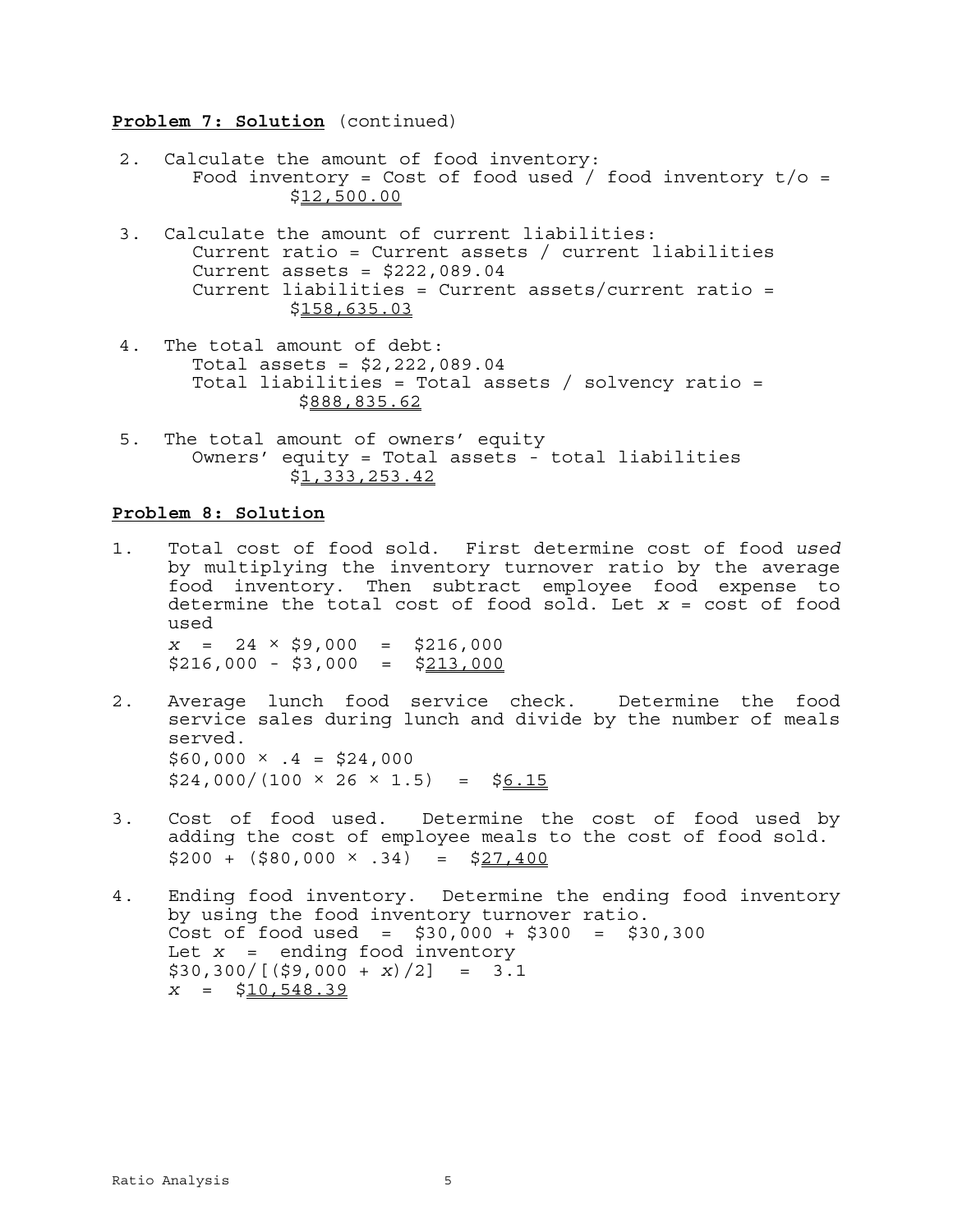**Problem 7: Solution** (continued)

2. Calculate the amount of food inventory:
   Food inventory = Cost of food used / food inventory t/o = $<u>12,500.00</u>

3. Calculate the amount of current liabilities:
   Current ratio = Current assets / current liabilities
   Current assets = $222,089.04
   Current liabilities = Current assets/current ratio = $<u>158,635.03</u>

4. The total amount of debt:
   Total assets = $2,222,089.04
   Total liabilities = Total assets / solvency ratio = $<u>888,835.62</u>

5. The total amount of owners' equity
   Owners' equity = Total assets - total liabilities
   $<u>1,333,253.42</u>

**Problem 8: Solution**

1. Total cost of food sold. First determine cost of food *used* by multiplying the inventory turnover ratio by the average food inventory. Then subtract employee food expense to determine the total cost of food sold. Let $x$ = cost of food used
   $x = 24 \times \$9,000 = \$216,000$
   $\$216,000 - \$3,000 = \$\underline{213,000}$

2. Average lunch food service check. Determine the food service sales during lunch and divide by the number of meals served.
   $\$60,000 \times .4 = \$24,000$
   $\$24,000/(100 \times 26 \times 1.5) = \$\underline{6.15}$

3. Cost of food used. Determine the cost of food used by adding the cost of employee meals to the cost of food sold.
   $\$200 + (\$80,000 \times .34) = \$\underline{27,400}$

4. Ending food inventory. Determine the ending food inventory by using the food inventory turnover ratio.
   Cost of food used = $\$30,000 + \$300 = \$30,300$
   Let $x$ = ending food inventory
   $\$30,300/[(\$9,000 + x)/2] = 3.1$
   $x = \$\underline{10,548.39}$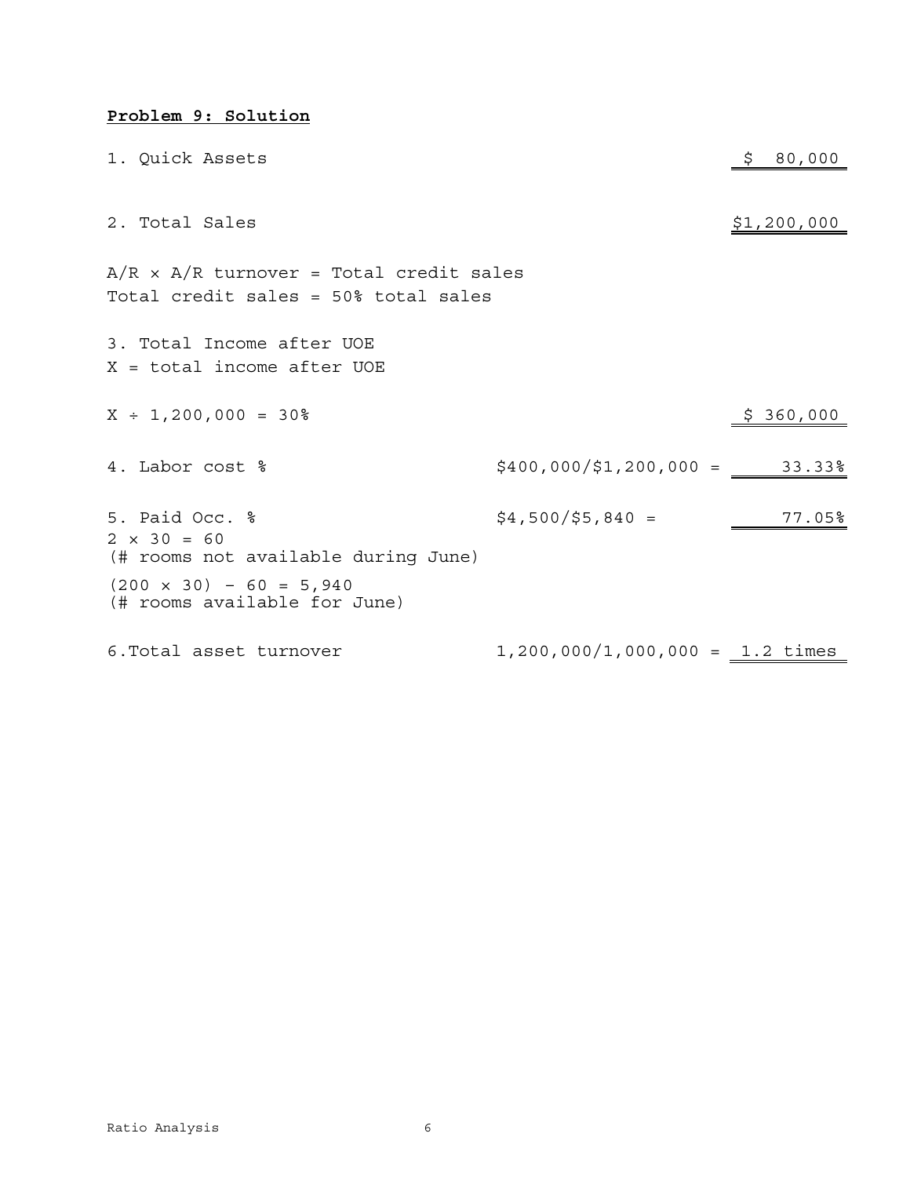**Problem 9: Solution**

1. Quick Assets $\quad$ $ 80,000

2. Total Sales $\quad$ $1,200,000

A/R × A/R turnover = Total credit sales
Total credit sales = 50% total sales

3. Total Income after UOE
X = total income after UOE

X ÷ 1,200,000 = 30% $\quad$ $ 360,000

4. Labor cost % $\quad$ $400,000/$1,200,000 = 33.33%

5. Paid Occ. % $\quad$ $4,500/$5,840 = 77.05%
2 × 30 = 60
(# rooms not available during June)

(200 × 30) – 60 = 5,940
(# rooms available for June)

6. Total asset turnover $\quad$ 1,200,000/1,000,000 = 1.2 times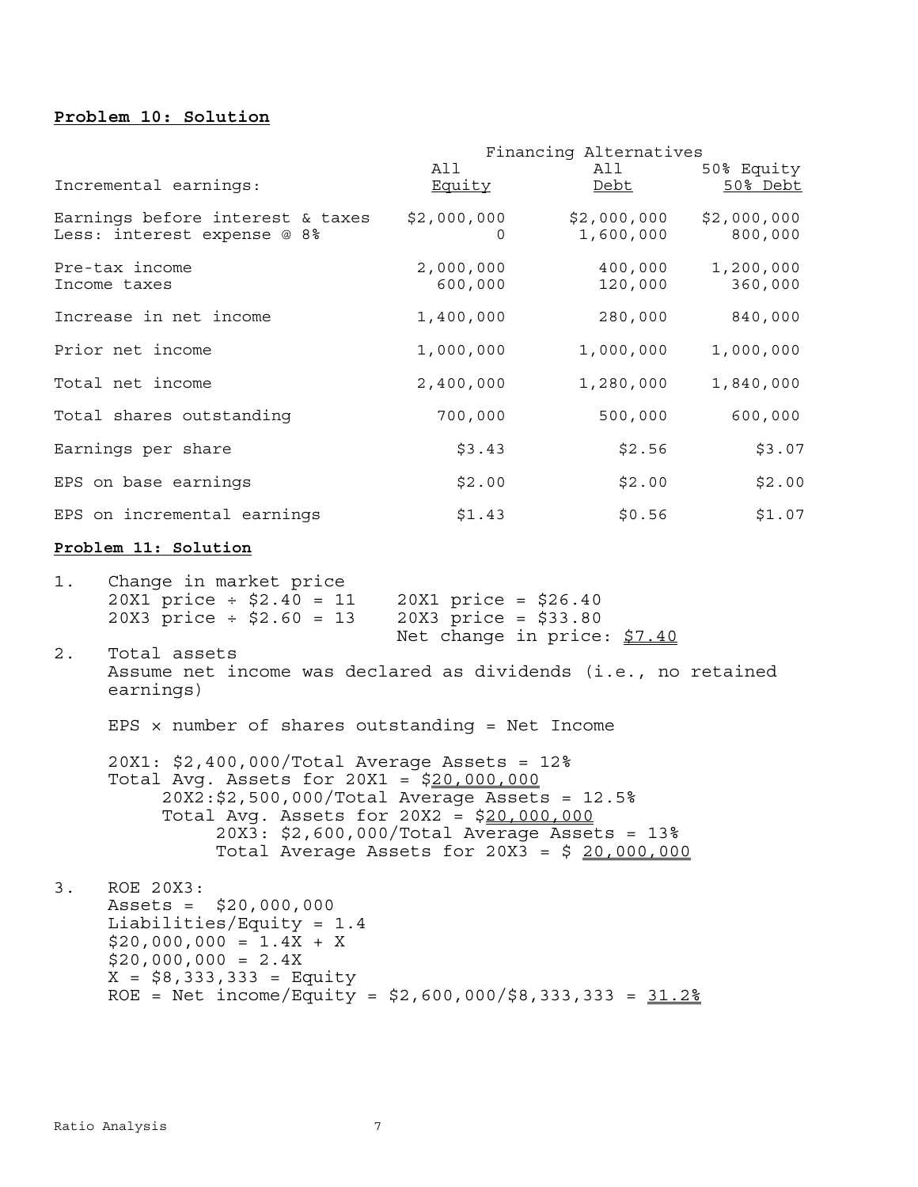**Problem 10: Solution**

| Incremental earnings: | All Equity | All Debt | 50% Equity 50% Debt |
|---|---|---|---|
| | Financing Alternatives | | |
| Earnings before interest & taxes | $2,000,000 | $2,000,000 | $2,000,000 |
| Less: interest expense @ 8% | 0 | 1,600,000 | 800,000 |
| Pre-tax income | 2,000,000 | 400,000 | 1,200,000 |
| Income taxes | 600,000 | 120,000 | 360,000 |
| Increase in net income | 1,400,000 | 280,000 | 840,000 |
| Prior net income | 1,000,000 | 1,000,000 | 1,000,000 |
| Total net income | 2,400,000 | 1,280,000 | 1,840,000 |
| Total shares outstanding | 700,000 | 500,000 | 600,000 |
| Earnings per share | $3.43 | $2.56 | $3.07 |
| EPS on base earnings | $2.00 | $2.00 | $2.00 |
| EPS on incremental earnings | $1.43 | $0.56 | $1.07 |

**Problem 11: Solution**

1. Change in market price
   20X1 price ÷ $2.40 = 11 &nbsp;&nbsp; 20X1 price = $26.40
   20X3 price ÷ $2.60 = 13 &nbsp;&nbsp; 20X3 price = $33.80
   Net change in price: $7.40

2. Total assets
   Assume net income was declared as dividends (i.e., no retained earnings)

   EPS × number of shares outstanding = Net Income

   20X1: $2,400,000/Total Average Assets = 12%
   Total Avg. Assets for 20X1 = $20,000,000
   20X2: $2,500,000/Total Average Assets = 12.5%
   Total Avg. Assets for 20X2 = $20,000,000
   20X3: $2,600,000/Total Average Assets = 13%
   Total Average Assets for 20X3 = $ 20,000,000

3. ROE 20X3:
   Assets = $20,000,000
   Liabilities/Equity = 1.4
   $20,000,000 = 1.4X + X
   $20,000,000 = 2.4X
   X = $8,333,333 = Equity
   ROE = Net income/Equity = $2,600,000/$8,333,333 = 31.2%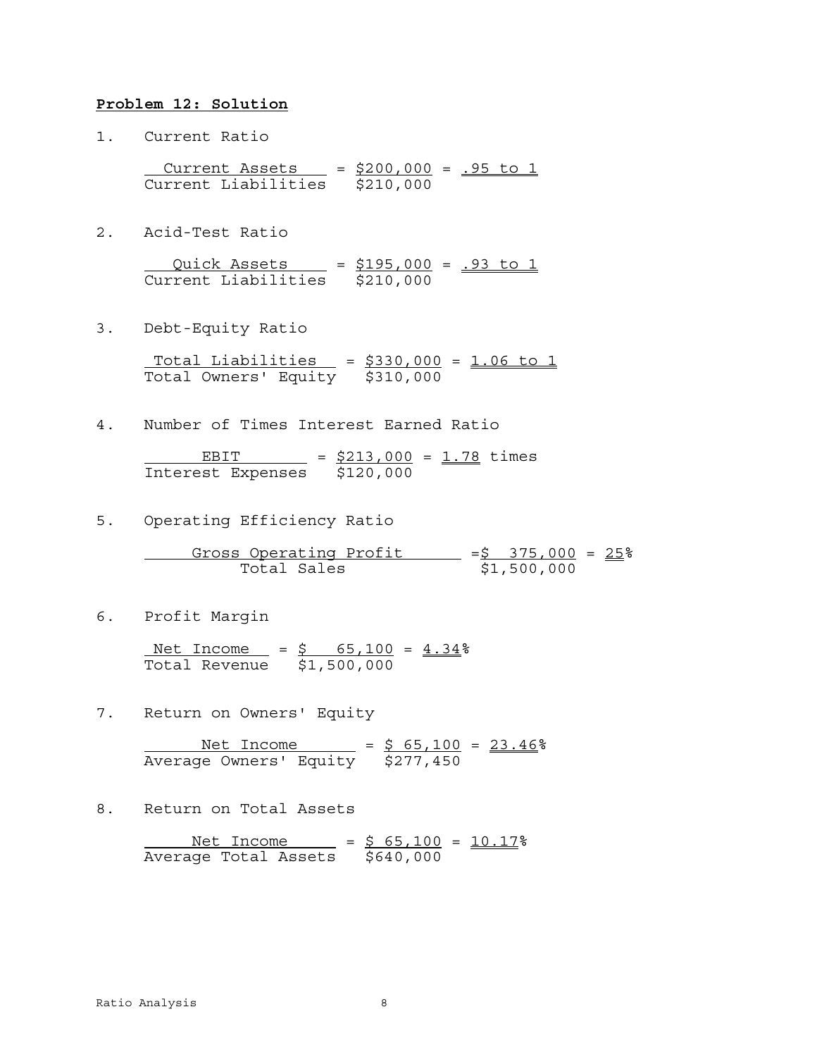**Problem 12: Solution**

1. Current Ratio

$$\frac{\text{Current Assets}}{\text{Current Liabilities}} = \frac{\$200,000}{\$210,000} = \underline{\underline{.95 \text{ to } 1}}$$

2. Acid-Test Ratio

$$\frac{\text{Quick Assets}}{\text{Current Liabilities}} = \frac{\$195,000}{\$210,000} = \underline{\underline{.93 \text{ to } 1}}$$

3. Debt-Equity Ratio

$$\frac{\text{Total Liabilities}}{\text{Total Owners' Equity}} = \frac{\$330,000}{\$310,000} = \underline{\underline{1.06 \text{ to } 1}}$$

4. Number of Times Interest Earned Ratio

$$\frac{\text{EBIT}}{\text{Interest Expenses}} = \frac{\$213,000}{\$120,000} = \underline{\underline{1.78}} \text{ times}$$

5. Operating Efficiency Ratio

$$\frac{\text{Gross Operating Profit}}{\text{Total Sales}} = \frac{\$375,000}{\$1,500,000} = \underline{\underline{25}}\%$$

6. Profit Margin

$$\frac{\text{Net Income}}{\text{Total Revenue}} = \frac{\$65,100}{\$1,500,000} = \underline{\underline{4.34}}\%$$

7. Return on Owners' Equity

$$\frac{\text{Net Income}}{\text{Average Owners' Equity}} = \frac{\$65,100}{\$277,450} = \underline{\underline{23.46}}\%$$

8. Return on Total Assets

$$\frac{\text{Net Income}}{\text{Average Total Assets}} = \frac{\$65,100}{\$640,000} = \underline{\underline{10.17}}\%$$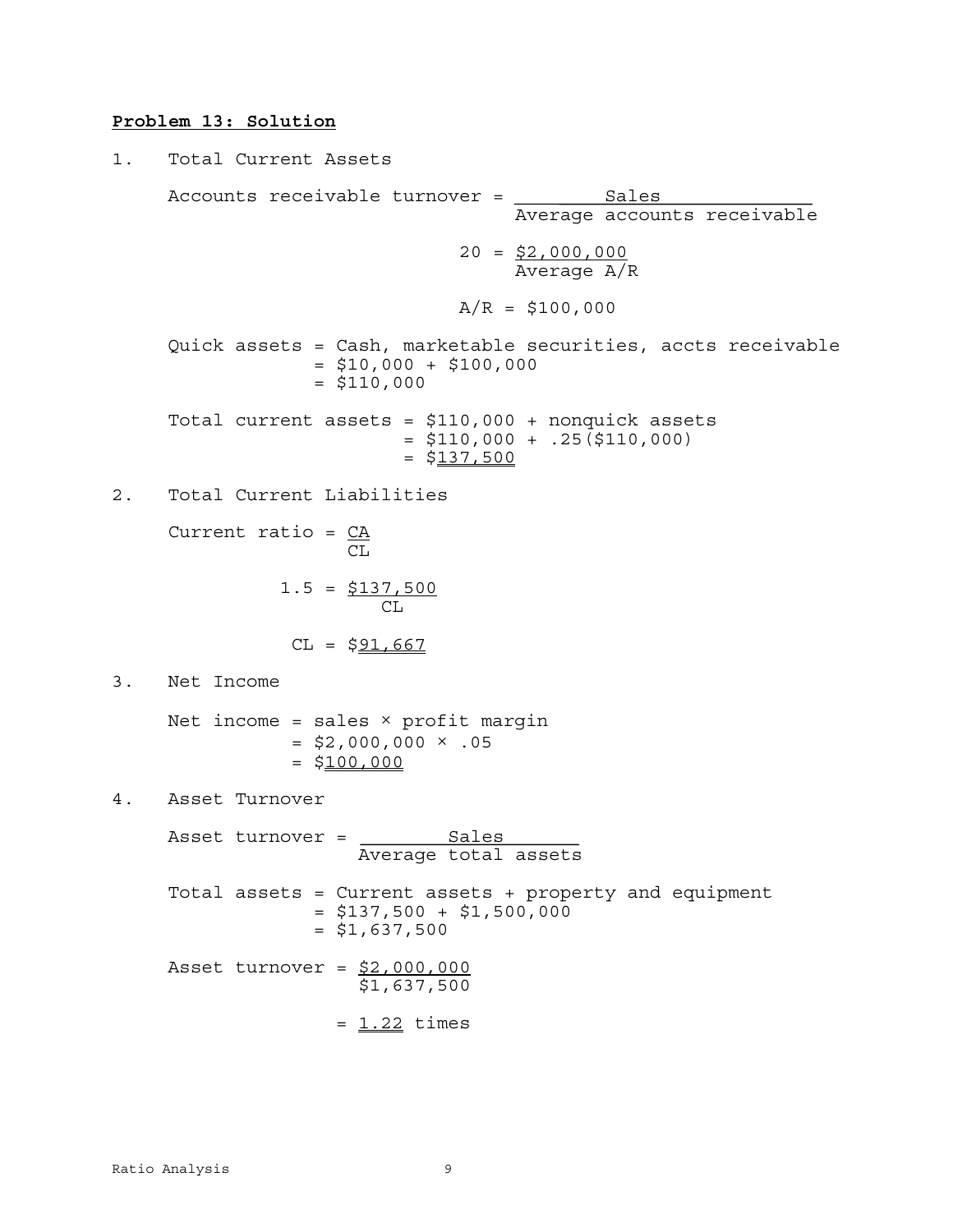**Problem 13: Solution**

1. Total Current Assets

$$\text{Accounts receivable turnover} = \frac{\text{Sales}}{\text{Average accounts receivable}}$$

$$20 = \frac{\$2,000,000}{\text{Average A/R}}$$

$$\text{A/R} = \$100,000$$

Quick assets = Cash, marketable securities, accts receivable
= \$10,000 + \$100,000
= \$110,000

Total current assets = \$110,000 + nonquick assets
= \$110,000 + .25(\$110,000)
= \$137,500

2. Total Current Liabilities

$$\text{Current ratio} = \frac{\text{CA}}{\text{CL}}$$

$$1.5 = \frac{\$137,500}{\text{CL}}$$

$$\text{CL} = \$91,667$$

3. Net Income

Net income = sales × profit margin
= \$2,000,000 × .05
= \$100,000

4. Asset Turnover

$$\text{Asset turnover} = \frac{\text{Sales}}{\text{Average total assets}}$$

Total assets = Current assets + property and equipment
= \$137,500 + \$1,500,000
= \$1,637,500

$$\text{Asset turnover} = \frac{\$2,000,000}{\$1,637,500}$$

$$= 1.22 \text{ times}$$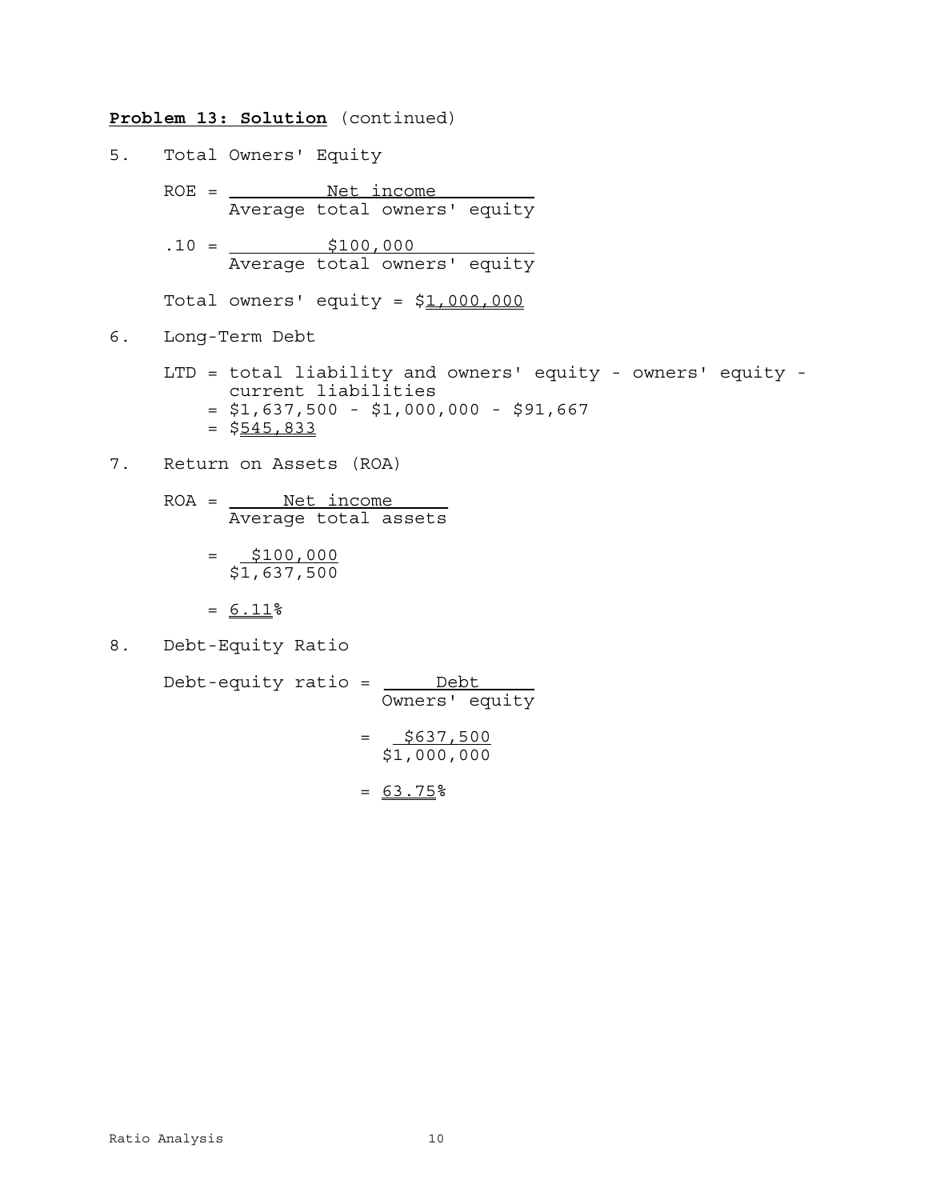**Problem 13: Solution** (continued)

5. Total Owners' Equity

$$ROE = \frac{\text{Net income}}{\text{Average total owners' equity}}$$

$$.10 = \frac{\$100,000}{\text{Average total owners' equity}}$$

Total owners' equity = $\underline{\underline{1,000,000}}

6. Long-Term Debt

LTD = total liability and owners' equity - owners' equity - current liabilities
= $1,637,500 - $1,000,000 - $91,667
= $\underline{\underline{545,833}}

7. Return on Assets (ROA)

$$ROA = \frac{\text{Net income}}{\text{Average total assets}}$$

$$= \frac{\$100,000}{\$1,637,500}$$

$$= \underline{\underline{6.11}}\%$$

8. Debt-Equity Ratio

$$\text{Debt-equity ratio} = \frac{\text{Debt}}{\text{Owners' equity}}$$

$$= \frac{\$637,500}{\$1,000,000}$$

$$= \underline{\underline{63.75}}\%$$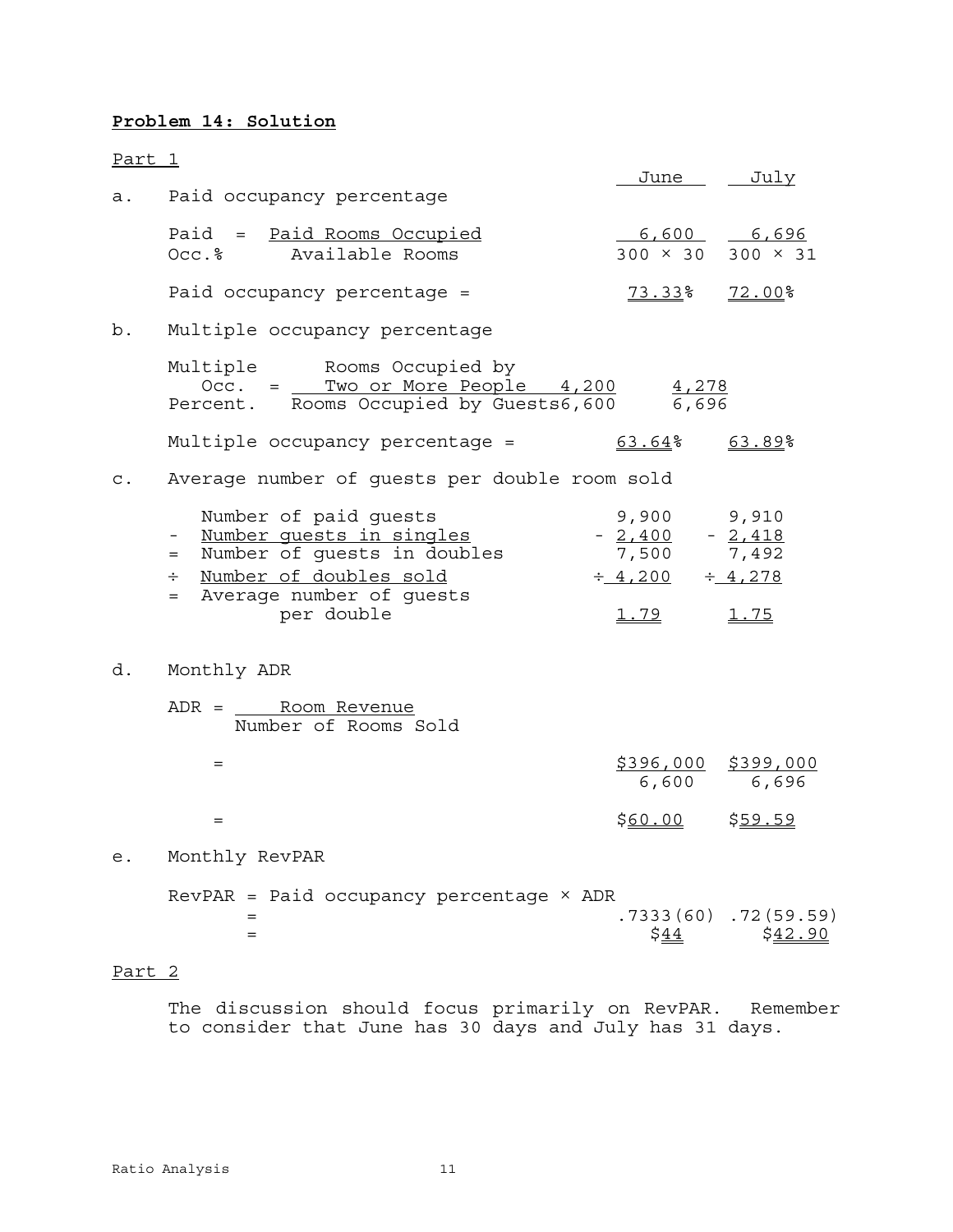**Problem 14: Solution**

Part 1

|  |  | June | July |
|---|---|---|---|
| a. | Paid occupancy percentage |  |  |
|  | $\text{Paid Occ.\%} = \dfrac{\text{Paid Rooms Occupied}}{\text{Available Rooms}}$ | $\dfrac{6,600}{300 \times 30}$ | $\dfrac{6,696}{300 \times 31}$ |
|  | Paid occupancy percentage = | 73.33% | 72.00% |
| b. | Multiple occupancy percentage |  |  |
|  | $\text{Multiple Occ. Percent.} = \dfrac{\text{Rooms Occupied by Two or More People}}{\text{Rooms Occupied by Guests}}$ | $\dfrac{4,200}{6,600}$ | $\dfrac{4,278}{6,696}$ |
|  | Multiple occupancy percentage = | 63.64% | 63.89% |
| c. | Average number of guests per double room sold |  |  |
|  | Number of paid guests | 9,900 | 9,910 |
|  | - Number guests in singles | - 2,400 | - 2,418 |
|  | = Number of guests in doubles | 7,500 | 7,492 |
|  | ÷ Number of doubles sold | ÷ 4,200 | ÷ 4,278 |
|  | = Average number of guests per double | 1.79 | 1.75 |
| d. | Monthly ADR |  |  |
|  | $\text{ADR} = \dfrac{\text{Room Revenue}}{\text{Number of Rooms Sold}}$ |  |  |
|  | = | $\dfrac{\$396,000}{6,600}$ | $\dfrac{\$399,000}{6,696}$ |
|  | = | $60.00 | $59.59 |
| e. | Monthly RevPAR |  |  |
|  | RevPAR = Paid occupancy percentage × ADR |  |  |
|  | = | .7333(60) | .72(59.59) |
|  | = | $44 | $42.90 |

Part 2

The discussion should focus primarily on RevPAR. Remember to consider that June has 30 days and July has 31 days.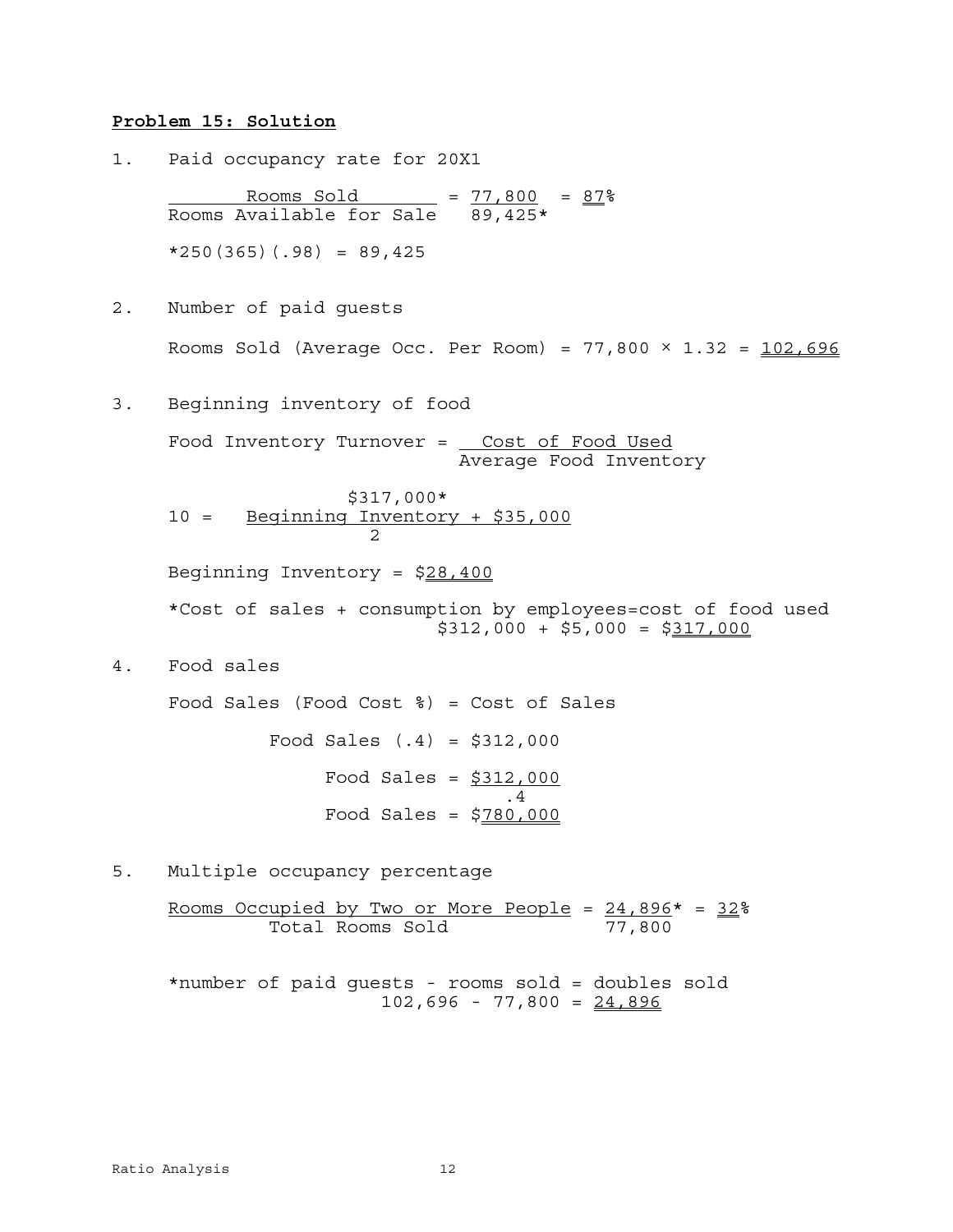**Problem 15: Solution**

1. Paid occupancy rate for 20X1

$$\frac{\text{Rooms Sold}}{\text{Rooms Available for Sale}} = \frac{77{,}800}{89{,}425^*} = \underline{\underline{87}}\%$$

$^*250(365)(.98) = 89{,}425$

2. Number of paid guests

Rooms Sold (Average Occ. Per Room) = $77{,}800 \times 1.32 = \underline{\underline{102{,}696}}$

3. Beginning inventory of food

$$\text{Food Inventory Turnover} = \frac{\text{Cost of Food Used}}{\text{Average Food Inventory}}$$

$$10 = \frac{\$317{,}000^*}{\frac{\text{Beginning Inventory} + \$35{,}000}{2}}$$

Beginning Inventory = $\$\underline{\underline{28{,}400}}$

*Cost of sales + consumption by employees=cost of food used
$\$312{,}000 + \$5{,}000 = \$\underline{\underline{317{,}000}}$

4. Food sales

Food Sales (Food Cost %) = Cost of Sales

Food Sales (.4) = \$312,000

$$\text{Food Sales} = \frac{\$312{,}000}{.4}$$

Food Sales = $\$\underline{\underline{780{,}000}}$

5. Multiple occupancy percentage

$$\frac{\text{Rooms Occupied by Two or More People}}{\text{Total Rooms Sold}} = \frac{24{,}896^*}{77{,}800} = \underline{\underline{32}}\%$$

*number of paid guests - rooms sold = doubles sold
$102{,}696 - 77{,}800 = \underline{\underline{24{,}896}}$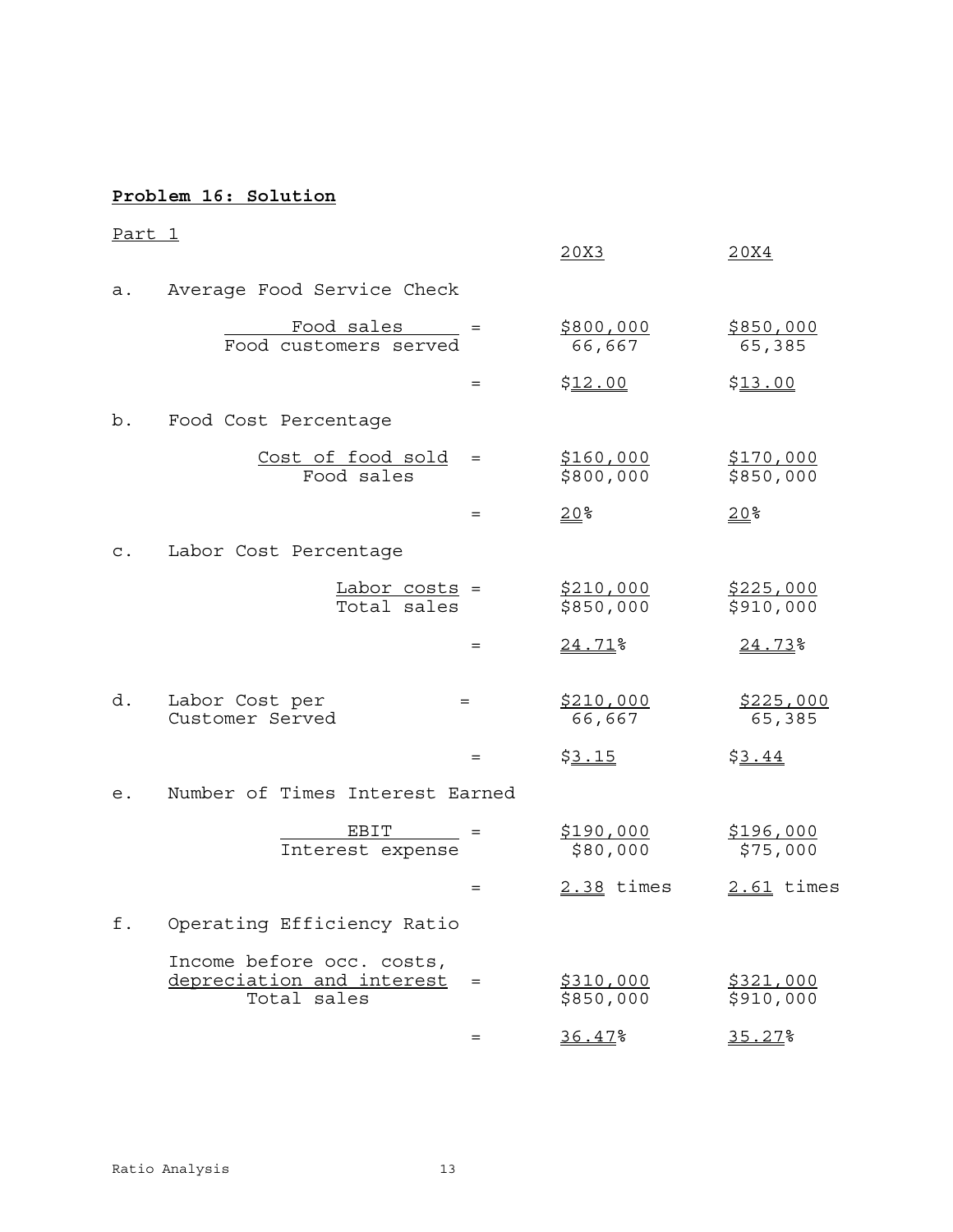**Problem 16: Solution**

Part 1

| | | 20X3 | 20X4 |
|---|---|---|---|
| a. | Average Food Service Check | | |
| | Food sales / Food customers served = | $800,000 / 66,667 | $850,000 / 65,385 |
| | = | $12.00 | $13.00 |
| b. | Food Cost Percentage | | |
| | Cost of food sold / Food sales = | $160,000 / $800,000 | $170,000 / $850,000 |
| | = | 20% | 20% |
| c. | Labor Cost Percentage | | |
| | Labor costs / Total sales = | $210,000 / $850,000 | $225,000 / $910,000 |
| | = | 24.71% | 24.73% |
| d. | Labor Cost per Customer Served = | $210,000 / 66,667 | $225,000 / 65,385 |
| | = | $3.15 | $3.44 |
| e. | Number of Times Interest Earned | | |
| | EBIT / Interest expense = | $190,000 / $80,000 | $196,000 / $75,000 |
| | = | 2.38 times | 2.61 times |
| f. | Operating Efficiency Ratio | | |
| | Income before occ. costs, depreciation and interest / Total sales = | $310,000 / $850,000 | $321,000 / $910,000 |
| | = | 36.47% | 35.27% |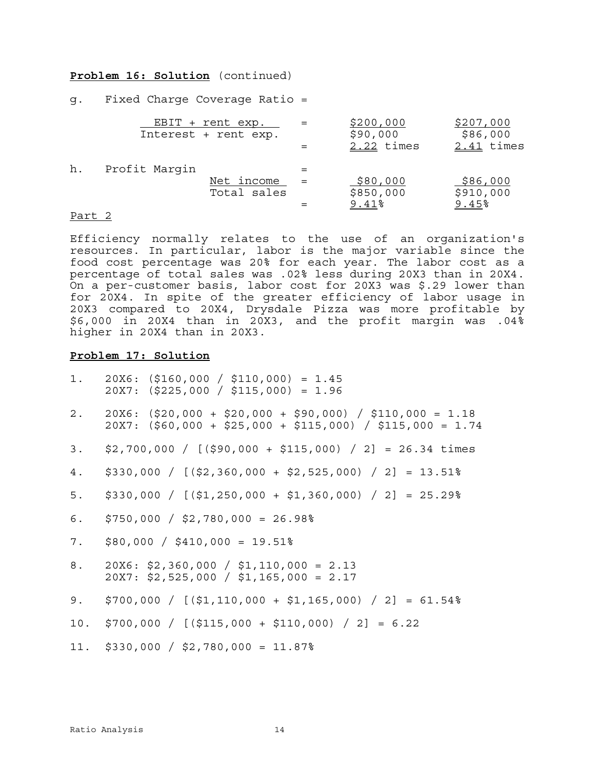**Problem 16: Solution** (continued)

g. Fixed Charge Coverage Ratio =

| | | | |
|---|---|---|---|
| $\frac{\text{EBIT + rent exp.}}{\text{Interest + rent exp.}}$ | = | $\frac{\$200{,}000}{\$90{,}000}$ | $\frac{\$207{,}000}{\$86{,}000}$ |
| | = | 2.22 times | 2.41 times |

h. Profit Margin =

| | | | |
|---|---|---|---|
| $\frac{\text{Net income}}{\text{Total sales}}$ | = | $\frac{\$80{,}000}{\$850{,}000}$ | $\frac{\$86{,}000}{\$910{,}000}$ |
| | = | 9.41% | 9.45% |

Part 2

Efficiency normally relates to the use of an organization's resources. In particular, labor is the major variable since the food cost percentage was 20% for each year. The labor cost as a percentage of total sales was .02% less during 20X3 than in 20X4. On a per-customer basis, labor cost for 20X3 was $.29 lower than for 20X4. In spite of the greater efficiency of labor usage in 20X3 compared to 20X4, Drysdale Pizza was more profitable by $6,000 in 20X4 than in 20X3, and the profit margin was .04% higher in 20X4 than in 20X3.

**Problem 17: Solution**

1. 20X6: ($160,000 / $110,000) = 1.45
   20X7: ($225,000 / $115,000) = 1.96

2. 20X6: ($20,000 + $20,000 + $90,000) / $110,000 = 1.18
   20X7: ($60,000 + $25,000 + $115,000) / $115,000 = 1.74

3. $2,700,000 / [($90,000 + $115,000) / 2] = 26.34 times

4. $330,000 / [($2,360,000 + $2,525,000) / 2] = 13.51%

5. $330,000 / [($1,250,000 + $1,360,000) / 2] = 25.29%

6. $750,000 / $2,780,000 = 26.98%

7. $80,000 / $410,000 = 19.51%

8. 20X6: $2,360,000 / $1,110,000 = 2.13
   20X7: $2,525,000 / $1,165,000 = 2.17

9. $700,000 / [($1,110,000 + $1,165,000) / 2] = 61.54%

10. $700,000 / [($115,000 + $110,000) / 2] = 6.22

11. $330,000 / $2,780,000 = 11.87%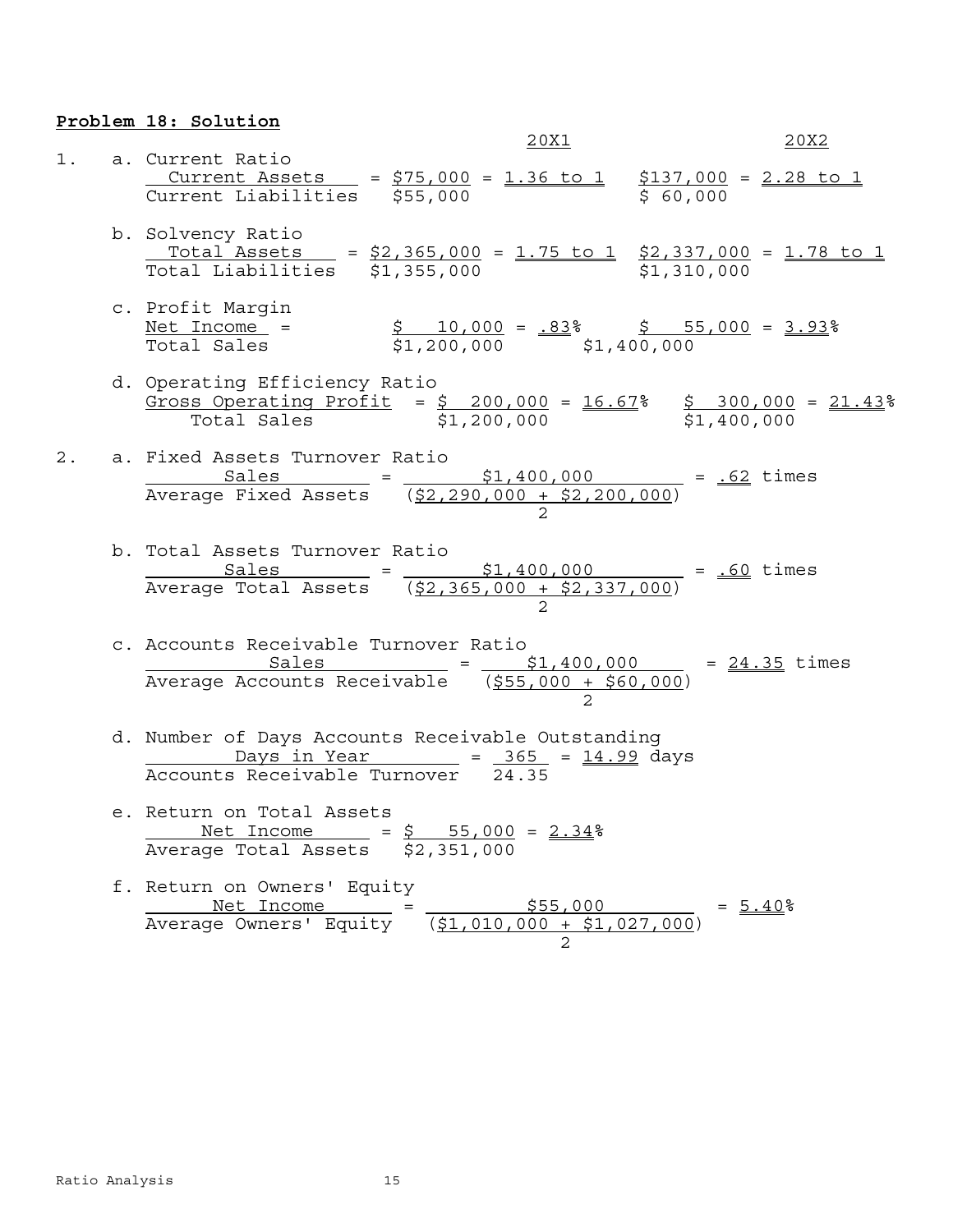**Problem 18: Solution**

1. a. Current Ratio

$$\frac{\text{Current Assets}}{\text{Current Liabilities}} = \frac{\$75{,}000}{\$55{,}000} = \underline{\underline{1.36 \text{ to } 1}} \qquad (20X1)$$

$$\frac{\$137{,}000}{\$60{,}000} = \underline{\underline{2.28 \text{ to } 1}} \qquad (20X2)$$

b. Solvency Ratio

$$\frac{\text{Total Assets}}{\text{Total Liabilities}} = \frac{\$2{,}365{,}000}{\$1{,}355{,}000} = \underline{\underline{1.75 \text{ to } 1}} \qquad (20X1)$$

$$\frac{\$2{,}337{,}000}{\$1{,}310{,}000} = \underline{\underline{1.78 \text{ to } 1}} \qquad (20X2)$$

c. Profit Margin

$$\frac{\text{Net Income}}{\text{Total Sales}} = \frac{\$10{,}000}{\$1{,}200{,}000} = \underline{\underline{.83}}\% \qquad (20X1)$$

$$\frac{\$55{,}000}{\$1{,}400{,}000} = \underline{\underline{3.93}}\% \qquad (20X2)$$

d. Operating Efficiency Ratio

$$\frac{\text{Gross Operating Profit}}{\text{Total Sales}} = \frac{\$200{,}000}{\$1{,}200{,}000} = \underline{\underline{16.67}}\% \qquad (20X1)$$

$$\frac{\$300{,}000}{\$1{,}400{,}000} = \underline{\underline{21.43}}\% \qquad (20X2)$$

2. a. Fixed Assets Turnover Ratio

$$\frac{\text{Sales}}{\text{Average Fixed Assets}} = \frac{\$1{,}400{,}000}{\left(\frac{\$2{,}290{,}000 + \$2{,}200{,}000}{2}\right)} = \underline{\underline{.62}} \text{ times}$$

b. Total Assets Turnover Ratio

$$\frac{\text{Sales}}{\text{Average Total Assets}} = \frac{\$1{,}400{,}000}{\left(\frac{\$2{,}365{,}000 + \$2{,}337{,}000}{2}\right)} = \underline{\underline{.60}} \text{ times}$$

c. Accounts Receivable Turnover Ratio

$$\frac{\text{Sales}}{\text{Average Accounts Receivable}} = \frac{\$1{,}400{,}000}{\left(\frac{\$55{,}000 + \$60{,}000}{2}\right)} = \underline{\underline{24.35}} \text{ times}$$

d. Number of Days Accounts Receivable Outstanding

$$\frac{\text{Days in Year}}{\text{Accounts Receivable Turnover}} = \frac{365}{24.35} = \underline{\underline{14.99}} \text{ days}$$

e. Return on Total Assets

$$\frac{\text{Net Income}}{\text{Average Total Assets}} = \frac{\$55{,}000}{\$2{,}351{,}000} = \underline{\underline{2.34}}\%$$

f. Return on Owners' Equity

$$\frac{\text{Net Income}}{\text{Average Owners' Equity}} = \frac{\$55{,}000}{\left(\frac{\$1{,}010{,}000 + \$1{,}027{,}000}{2}\right)} = \underline{\underline{5.40}}\%$$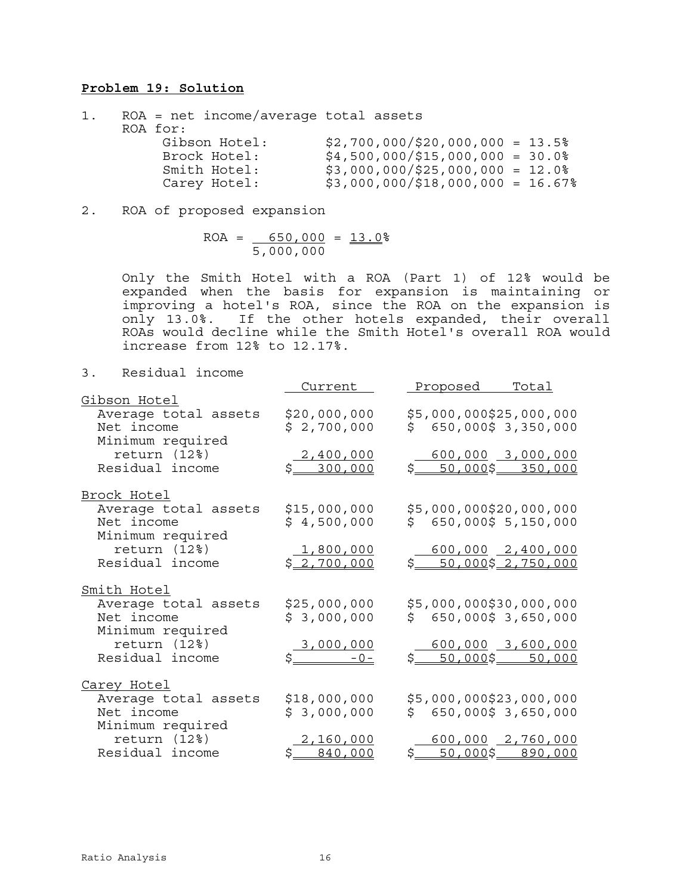**Problem 19: Solution**

1. ROA = net income/average total assets

   ROA for:

   | | |
   |---|---|
   | Gibson Hotel: | $2,700,000/$20,000,000 = 13.5% |
   | Brock Hotel: | $4,500,000/$15,000,000 = 30.0% |
   | Smith Hotel: | $3,000,000/$25,000,000 = 12.0% |
   | Carey Hotel: | $3,000,000/$18,000,000 = 16.67% |

2. ROA of proposed expansion

   $$ROA = \frac{650,000}{5,000,000} = \underline{13.0}\%$$

   Only the Smith Hotel with a ROA (Part 1) of 12% would be expanded when the basis for expansion is maintaining or improving a hotel's ROA, since the ROA on the expansion is only 13.0%. If the other hotels expanded, their overall ROAs would decline while the Smith Hotel's overall ROA would increase from 12% to 12.17%.

3. Residual income

| | Current | Proposed | Total |
|---|---|---|---|
| **Gibson Hotel** | | | |
| Average total assets | $20,000,000 | $5,000,000 | $25,000,000 |
| Net income | $ 2,700,000 | $ 650,000 | $ 3,350,000 |
| Minimum required return (12%) | 2,400,000 | 600,000 | 3,000,000 |
| Residual income | $ 300,000 | $ 50,000 | $ 350,000 |
| **Brock Hotel** | | | |
| Average total assets | $15,000,000 | $5,000,000 | $20,000,000 |
| Net income | $ 4,500,000 | $ 650,000 | $ 5,150,000 |
| Minimum required return (12%) | 1,800,000 | 600,000 | 2,400,000 |
| Residual income | $ 2,700,000 | $ 50,000 | $ 2,750,000 |
| **Smith Hotel** | | | |
| Average total assets | $25,000,000 | $5,000,000 | $30,000,000 |
| Net income | $ 3,000,000 | $ 650,000 | $ 3,650,000 |
| Minimum required return (12%) | 3,000,000 | 600,000 | 3,600,000 |
| Residual income | $ -0- | $ 50,000 | $ 50,000 |
| **Carey Hotel** | | | |
| Average total assets | $18,000,000 | $5,000,000 | $23,000,000 |
| Net income | $ 3,000,000 | $ 650,000 | $ 3,650,000 |
| Minimum required return (12%) | 2,160,000 | 600,000 | 2,760,000 |
| Residual income | $ 840,000 | $ 50,000 | $ 890,000 |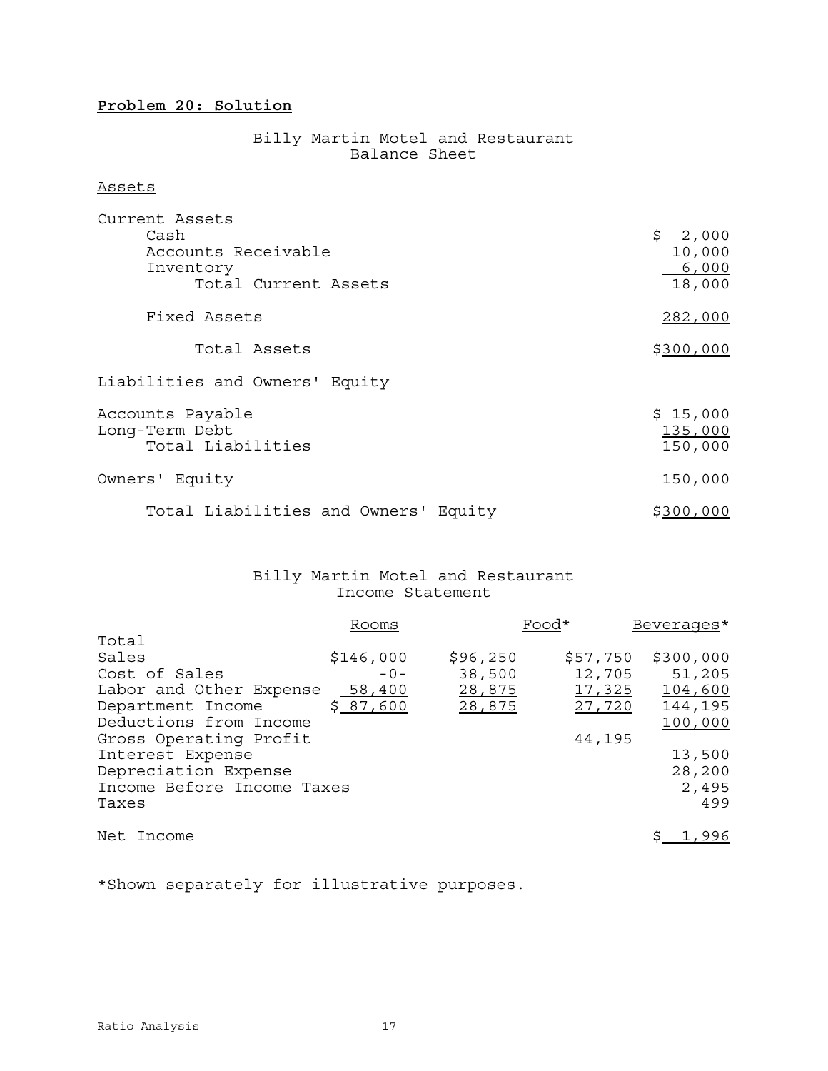**Problem 20: Solution**

Billy Martin Motel and Restaurant
Balance Sheet

Assets

| | |
|---|---|
| Current Assets | |
| Cash | $ 2,000 |
| Accounts Receivable | 10,000 |
| Inventory | 6,000 |
| Total Current Assets | 18,000 |
| Fixed Assets | 282,000 |
| Total Assets | $300,000 |

Liabilities and Owners' Equity

| | |
|---|---|
| Accounts Payable | $ 15,000 |
| Long-Term Debt | 135,000 |
| Total Liabilities | 150,000 |
| Owners' Equity | 150,000 |
| Total Liabilities and Owners' Equity | $300,000 |

Billy Martin Motel and Restaurant
Income Statement

| | Rooms | Food* | Beverages* | Total |
|---|---|---|---|---|
| Sales | $146,000 | $96,250 | $57,750 | $300,000 |
| Cost of Sales | -0- | 38,500 | 12,705 | 51,205 |
| Labor and Other Expense | 58,400 | 28,875 | 17,325 | 104,600 |
| Department Income | $ 87,600 | 28,875 | 27,720 | 144,195 |
| Deductions from Income | | | | 100,000 |
| Gross Operating Profit | | | 44,195 | |
| Interest Expense | | | | 13,500 |
| Depreciation Expense | | | | 28,200 |
| Income Before Income Taxes | | | | 2,495 |
| Taxes | | | | 499 |
| Net Income | | | | $ 1,996 |

*Shown separately for illustrative purposes.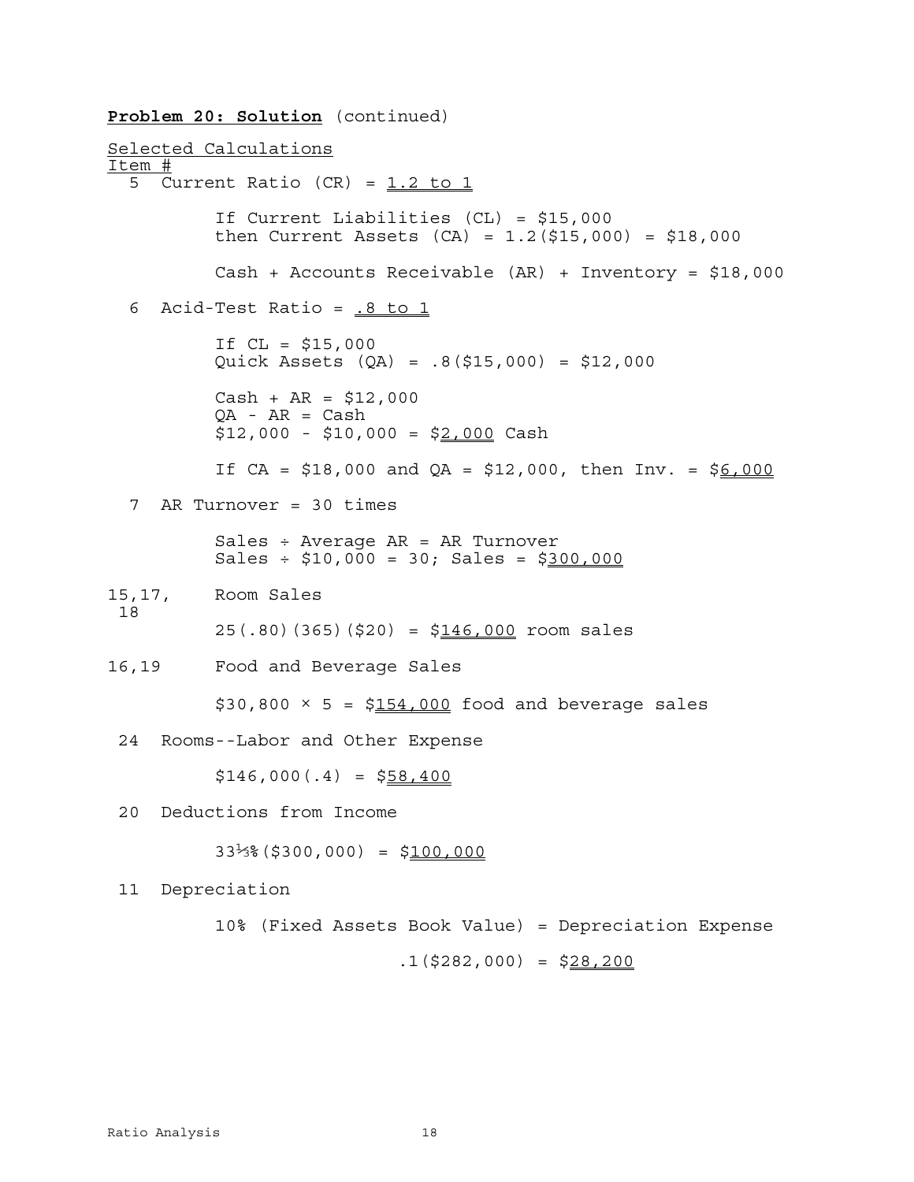**Problem 20: Solution** (continued)

Selected Calculations

Item #

5 Current Ratio (CR) = 1.2 to 1

If Current Liabilities (CL) = \$15,000
then Current Assets (CA) = 1.2(\$15,000) = \$18,000

Cash + Accounts Receivable (AR) + Inventory = \$18,000

6 Acid-Test Ratio = .8 to 1

If CL = \$15,000
Quick Assets (QA) = .8(\$15,000) = \$12,000

Cash + AR = \$12,000
QA - AR = Cash
\$12,000 - \$10,000 = \$2,000 Cash

If CA = \$18,000 and QA = \$12,000, then Inv. = \$6,000

7 AR Turnover = 30 times

Sales ÷ Average AR = AR Turnover
Sales ÷ \$10,000 = 30; Sales = \$300,000

15,17, 18 Room Sales

25(.80)(365)(\$20) = \$146,000 room sales

16,19 Food and Beverage Sales

\$30,800 × 5 = \$154,000 food and beverage sales

24 Rooms--Labor and Other Expense

\$146,000(.4) = \$58,400

20 Deductions from Income

$33\frac{1}{3}$%(\$300,000) = \$100,000

11 Depreciation

10% (Fixed Assets Book Value) = Depreciation Expense

.1(\$282,000) = \$28,200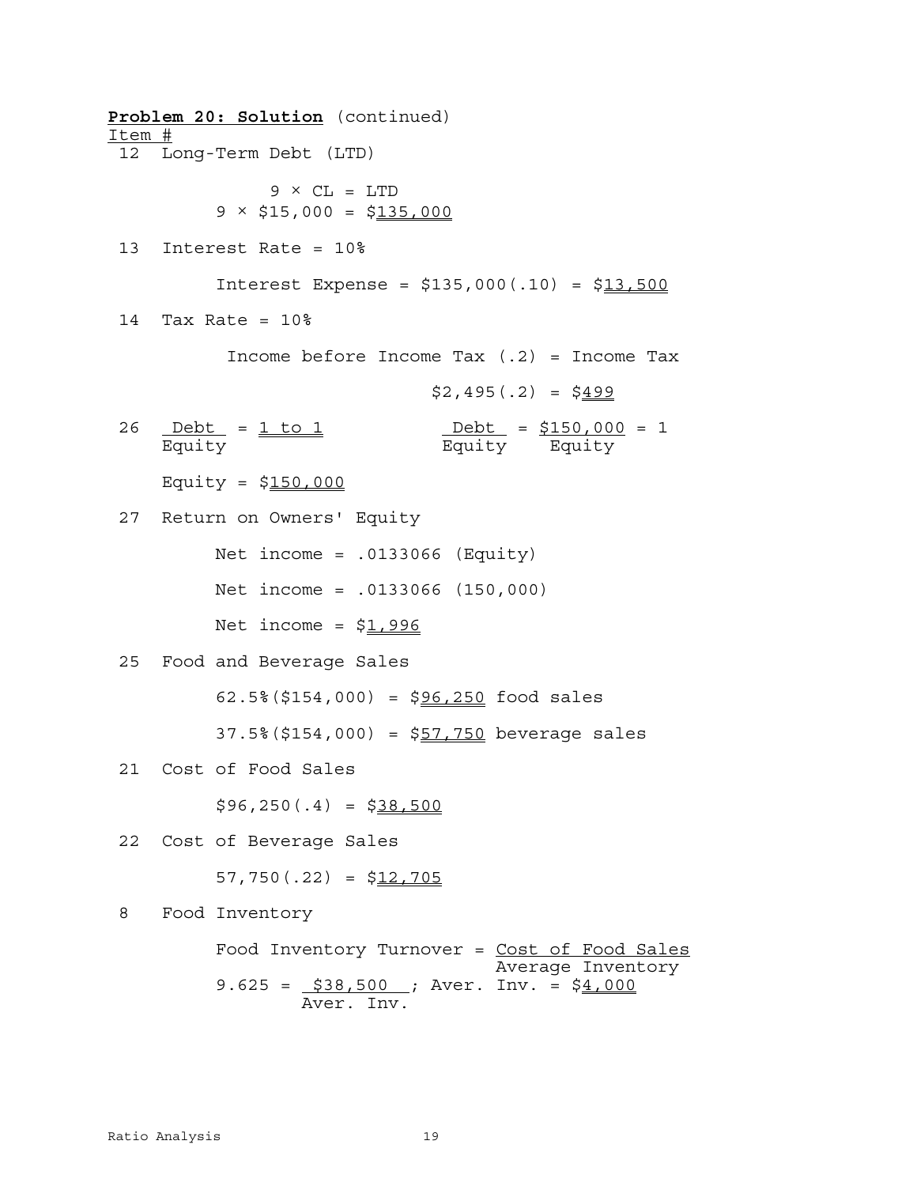**Problem 20: Solution** (continued)

Item #

12 Long-Term Debt (LTD)

$$9 \times CL = LTD$$

$$9 \times \$15,000 = \$\underline{\underline{135,000}}$$

13 Interest Rate = 10%

$$\text{Interest Expense} = \$135,000(.10) = \$\underline{\underline{13,500}}$$

14 Tax Rate = 10%

$$\text{Income before Income Tax } (.2) = \text{Income Tax}$$

$$\$2,495(.2) = \$\underline{\underline{499}}$$

26 $\frac{\text{Debt}}{\text{Equity}} = \underline{\underline{1 \text{ to } 1}}$ $\qquad$ $\frac{\text{Debt}}{\text{Equity}} = \frac{\$150,000}{\text{Equity}} = 1$

Equity = $\$\underline{\underline{150,000}}$

27 Return on Owners' Equity

Net income = .0133066 (Equity)

Net income = .0133066 (150,000)

Net income = $\$\underline{\underline{1,996}}$

25 Food and Beverage Sales

62.5%($154,000) = $\$\underline{\underline{96,250}}$ food sales

37.5%($154,000) = $\$\underline{\underline{57,750}}$ beverage sales

21 Cost of Food Sales

$$\$96,250(.4) = \$\underline{\underline{38,500}}$$

22 Cost of Beverage Sales

$$57,750(.22) = \$\underline{\underline{12,705}}$$

8 Food Inventory

$$\text{Food Inventory Turnover} = \frac{\text{Cost of Food Sales}}{\text{Average Inventory}}$$

$$9.625 = \frac{\$38,500}{\text{Aver. Inv.}}; \text{ Aver. Inv.} = \$\underline{\underline{4,000}}$$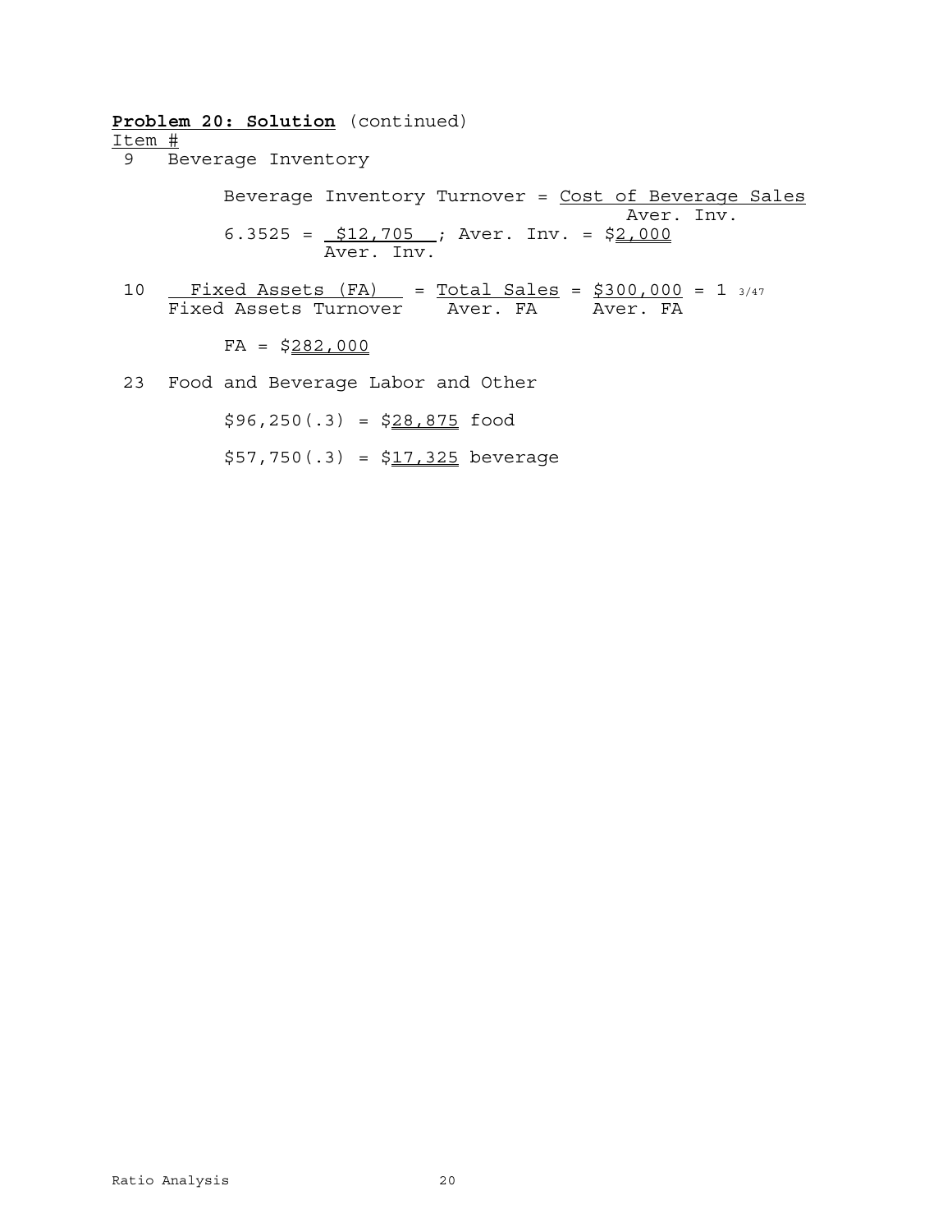**Problem 20: Solution** (continued)

Item #

9 Beverage Inventory

$$\text{Beverage Inventory Turnover} = \frac{\text{Cost of Beverage Sales}}{\text{Aver. Inv.}}$$

$$6.3525 = \frac{\$12,705}{\text{Aver. Inv.}}; \text{ Aver. Inv.} = \$\underline{\underline{2,000}}$$

10

$$\frac{\text{Fixed Assets (FA)}}{\text{Fixed Assets Turnover}} = \frac{\text{Total Sales}}{\text{Aver. FA}} = \frac{\$300,000}{\text{Aver. FA}} = 1\ \tfrac{3}{47}$$

$$\text{FA} = \$\underline{\underline{282,000}}$$

23 Food and Beverage Labor and Other

$\$96,250(.3) = \$\underline{\underline{28,875}}$ food

$\$57,750(.3) = \$\underline{\underline{17,325}}$ beverage